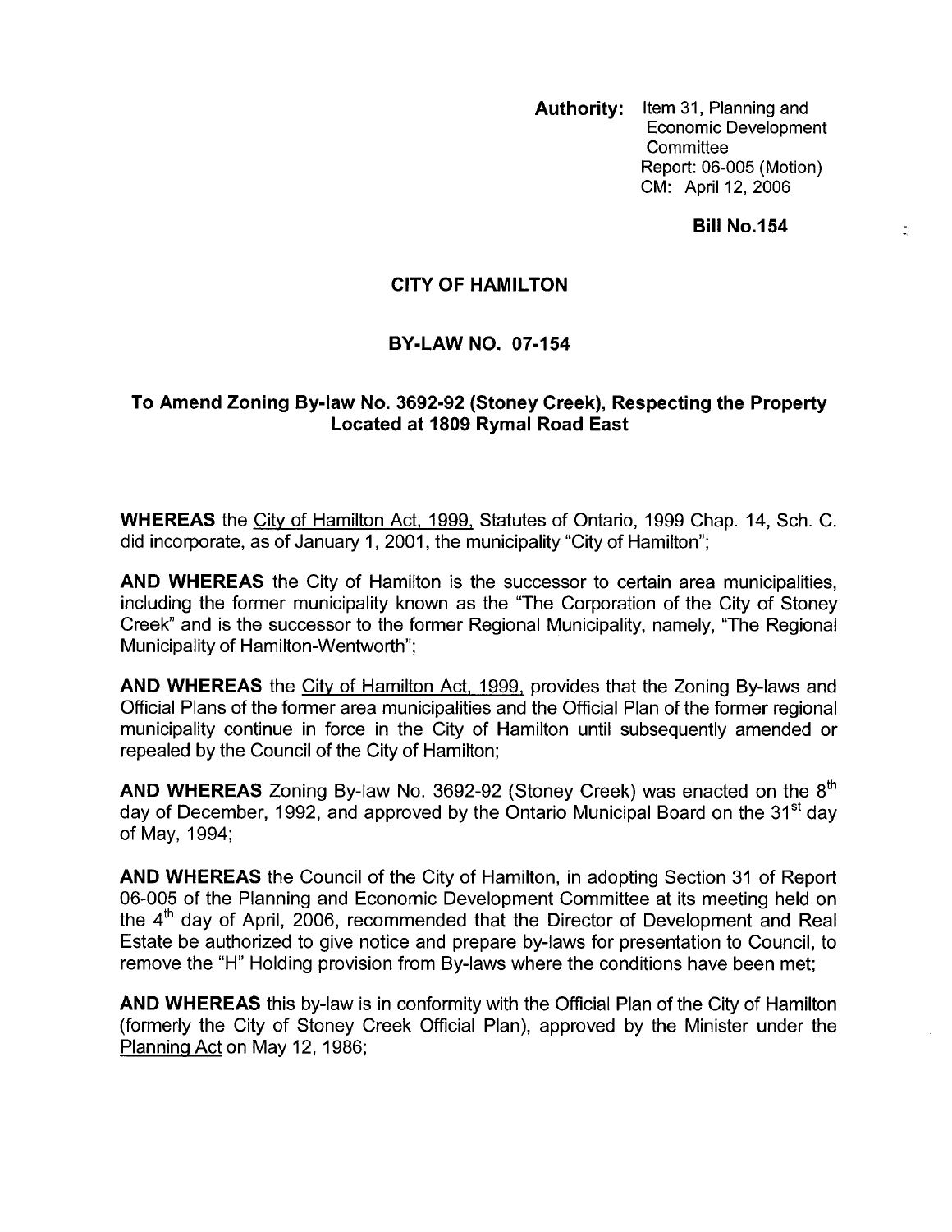**Authority:** Item 31, Planning and Economic Development Committee
Report: 06-005 (Motion)
CM: April 12, 2006

**Bill No.154**

# CITY OF HAMILTON

## BY-LAW NO. 07-154

### To Amend Zoning By-law No. 3692-92 (Stoney Creek), Respecting the Property Located at 1809 Rymal Road East

**WHEREAS** the City of Hamilton Act, 1999, Statutes of Ontario, 1999 Chap. 14, Sch. C. did incorporate, as of January 1, 2001, the municipality "City of Hamilton";

**AND WHEREAS** the City of Hamilton is the successor to certain area municipalities, including the former municipality known as the "The Corporation of the City of Stoney Creek" and is the successor to the former Regional Municipality, namely, "The Regional Municipality of Hamilton-Wentworth";

**AND WHEREAS** the City of Hamilton Act, 1999, provides that the Zoning By-laws and Official Plans of the former area municipalities and the Official Plan of the former regional municipality continue in force in the City of Hamilton until subsequently amended or repealed by the Council of the City of Hamilton;

**AND WHEREAS** Zoning By-law No. 3692-92 (Stoney Creek) was enacted on the 8th day of December, 1992, and approved by the Ontario Municipal Board on the 31st day of May, 1994;

**AND WHEREAS** the Council of the City of Hamilton, in adopting Section 31 of Report 06-005 of the Planning and Economic Development Committee at its meeting held on the 4th day of April, 2006, recommended that the Director of Development and Real Estate be authorized to give notice and prepare by-laws for presentation to Council, to remove the "H" Holding provision from By-laws where the conditions have been met;

**AND WHEREAS** this by-law is in conformity with the Official Plan of the City of Hamilton (formerly the City of Stoney Creek Official Plan), approved by the Minister under the Planning Act on May 12, 1986;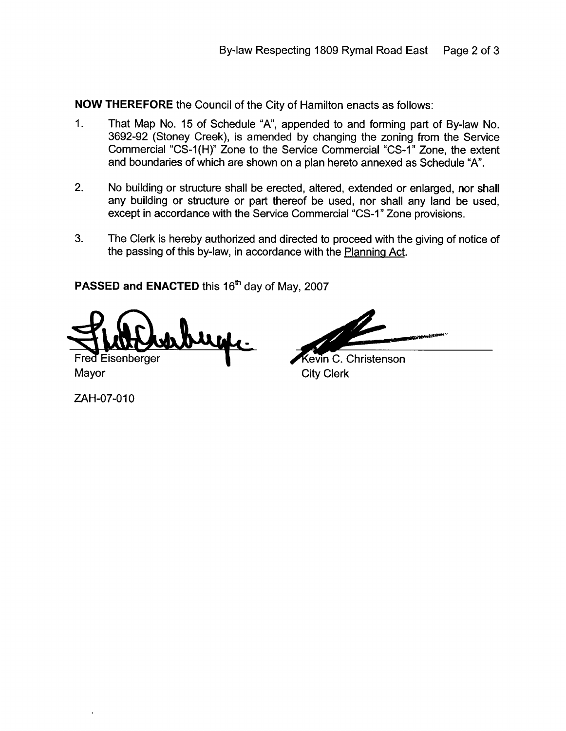**NOW THEREFORE** the Council of the City of Hamilton enacts as follows:

1. That Map No. 15 of Schedule "A", appended to and forming part of By-law No. 3692-92 (Stoney Creek), is amended by changing the zoning from the Service Commercial "CS-1(H)" Zone to the Service Commercial "CS-1" Zone, the extent and boundaries of which are shown on a plan hereto annexed as Schedule "A".

2. No building or structure shall be erected, altered, extended or enlarged, nor shall any building or structure or part thereof be used, nor shall any land be used, except in accordance with the Service Commercial "CS-1" Zone provisions.

3. The Clerk is hereby authorized and directed to proceed with the giving of notice of the passing of this by-law, in accordance with the Planning Act.

**PASSED and ENACTED** this 16th day of May, 2007

Fred Eisenberger
Mayor

Kevin C. Christenson
City Clerk

ZAH-07-010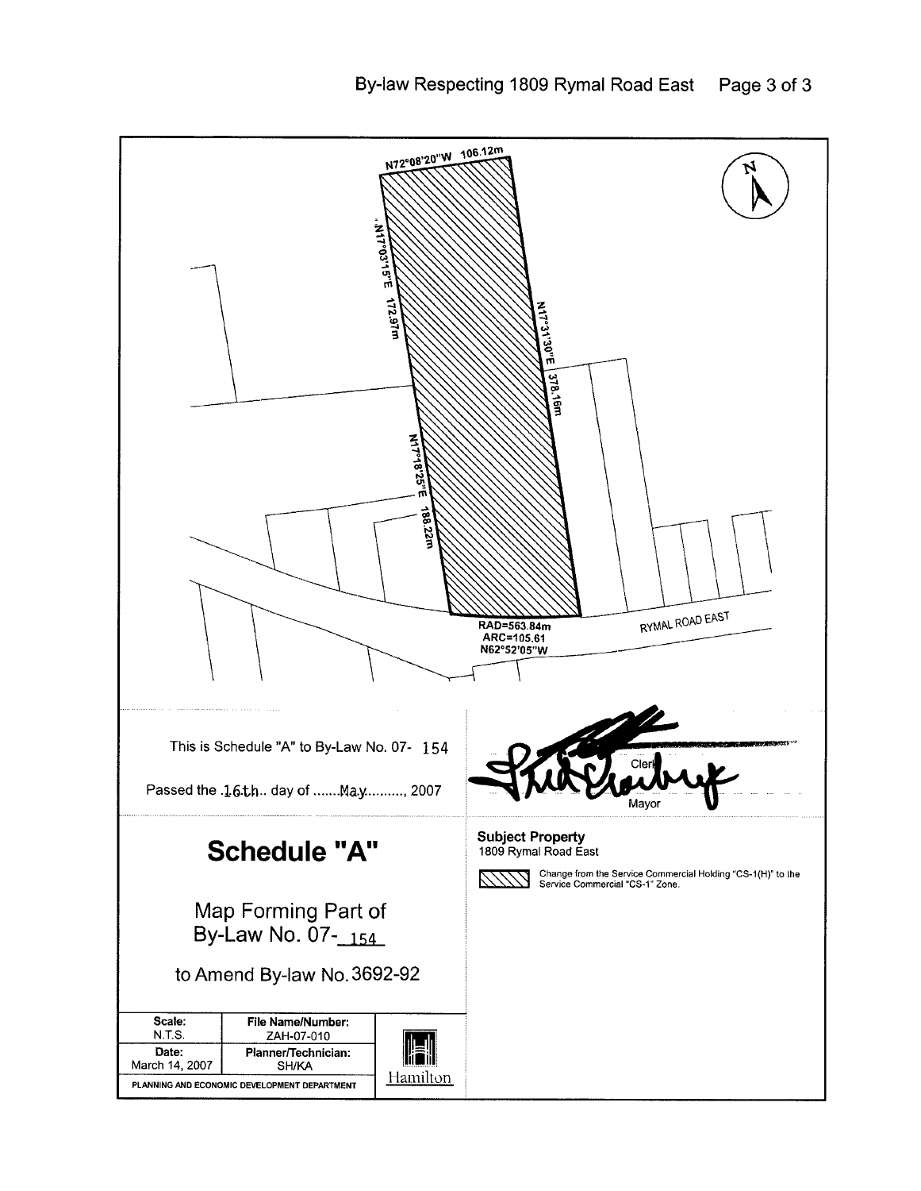N72°08'20"W 106.12m

N17°03'15"E 172.97m

N17°31'30"E 378.16m

N17°18'25"E 188.22m

RAD=563.84m
ARC=105.61
N62°52'05"W

RYMAL ROAD EAST

N

This is Schedule "A" to By-Law No. 07- 154

Passed the .16th.. day of .......May.........., 2007

Clerk

Mayor

## Schedule "A"

Map Forming Part of
By-Law No. 07- 154

to Amend By-law No. 3692-92

**Subject Property**
1809 Rymal Road East

Change from the Service Commercial Holding "CS-1(H)" to the Service Commercial "CS-1" Zone.

| | | |
|---|---|---|
| **Scale:** N.T.S. | **File Name/Number:** ZAH-07-010 | Hamilton |
| **Date:** March 14, 2007 | **Planner/Technician:** SH/KA | |
| PLANNING AND ECONOMIC DEVELOPMENT DEPARTMENT | | |